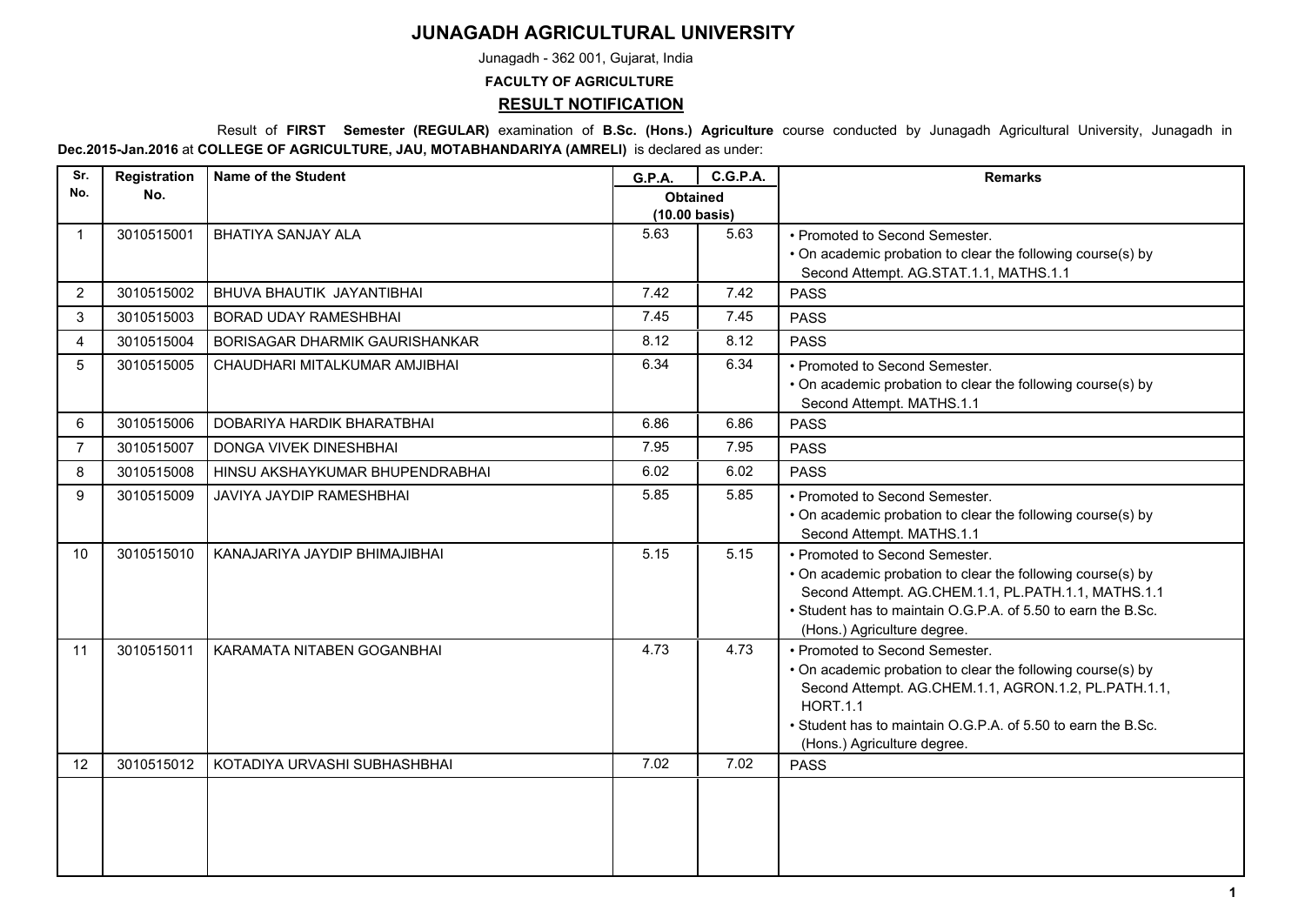# JUNAGADH AGRICULTURAL UNIVERSITY

Junagadh - 362 001, Gujarat, India

**FACULTY OF AGRICULTURE**

## RESULT NOTIFICATION

Result of **FIRST Semester (REGULAR)** examination of **B.Sc. (Hons.) Agriculture** course conducted by Junagadh Agricultural University, Junagadh in **Dec.2015-Jan.2016** at **COLLEGE OF AGRICULTURE, JAU, MOTABHANDARIYA (AMRELI)** is declared as under:

| Sr. No. | Registration No. | Name of the Student | G.P.A. | C.G.P.A. | Remarks |
|---|---|---|---|---|---|
| | | | Obtained (10.00 basis) | | |
| 1 | 3010515001 | BHATIYA SANJAY ALA | 5.63 | 5.63 | • Promoted to Second Semester. • On academic probation to clear the following course(s) by Second Attempt. AG.STAT.1.1, MATHS.1.1 |
| 2 | 3010515002 | BHUVA BHAUTIK JAYANTIBHAI | 7.42 | 7.42 | PASS |
| 3 | 3010515003 | BORAD UDAY RAMESHBHAI | 7.45 | 7.45 | PASS |
| 4 | 3010515004 | BORISAGAR DHARMIK GAURISHANKAR | 8.12 | 8.12 | PASS |
| 5 | 3010515005 | CHAUDHARI MITALKUMAR AMJIBHAI | 6.34 | 6.34 | • Promoted to Second Semester. • On academic probation to clear the following course(s) by Second Attempt. MATHS.1.1 |
| 6 | 3010515006 | DOBARIYA HARDIK BHARATBHAI | 6.86 | 6.86 | PASS |
| 7 | 3010515007 | DONGA VIVEK DINESHBHAI | 7.95 | 7.95 | PASS |
| 8 | 3010515008 | HINSU AKSHAYKUMAR BHUPENDRABHAI | 6.02 | 6.02 | PASS |
| 9 | 3010515009 | JAVIYA JAYDIP RAMESHBHAI | 5.85 | 5.85 | • Promoted to Second Semester. • On academic probation to clear the following course(s) by Second Attempt. MATHS.1.1 |
| 10 | 3010515010 | KANAJARIYA JAYDIP BHIMAJIBHAI | 5.15 | 5.15 | • Promoted to Second Semester. • On academic probation to clear the following course(s) by Second Attempt. AG.CHEM.1.1, PL.PATH.1.1, MATHS.1.1 • Student has to maintain O.G.P.A. of 5.50 to earn the B.Sc. (Hons.) Agriculture degree. |
| 11 | 3010515011 | KARAMATA NITABEN GOGANBHAI | 4.73 | 4.73 | • Promoted to Second Semester. • On academic probation to clear the following course(s) by Second Attempt. AG.CHEM.1.1, AGRON.1.2, PL.PATH.1.1, HORT.1.1 • Student has to maintain O.G.P.A. of 5.50 to earn the B.Sc. (Hons.) Agriculture degree. |
| 12 | 3010515012 | KOTADIYA URVASHI SUBHASHBHAI | 7.02 | 7.02 | PASS |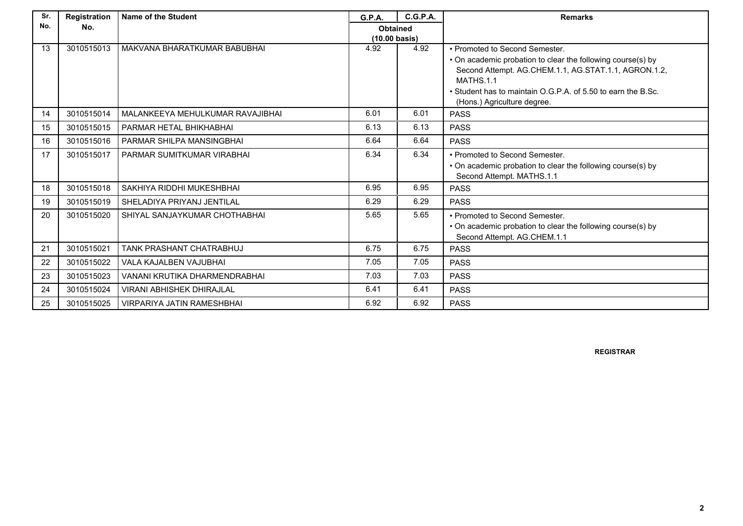| Sr. No. | Registration No. | Name of the Student | G.P.A. | C.G.P.A. | Remarks |
|---|---|---|---|---|---|
| | | | Obtained (10.00 basis) | | |
| 13 | 3010515013 | MAKVANA BHARATKUMAR BABUBHAI | 4.92 | 4.92 | • Promoted to Second Semester. • On academic probation to clear the following course(s) by Second Attempt. AG.CHEM.1.1, AG.STAT.1.1, AGRON.1.2, MATHS.1.1 • Student has to maintain O.G.P.A. of 5.50 to earn the B.Sc. (Hons.) Agriculture degree. |
| 14 | 3010515014 | MALANKEEYA MEHULKUMAR RAVAJIBHAI | 6.01 | 6.01 | PASS |
| 15 | 3010515015 | PARMAR HETAL BHIKHABHAI | 6.13 | 6.13 | PASS |
| 16 | 3010515016 | PARMAR SHILPA MANSINGBHAI | 6.64 | 6.64 | PASS |
| 17 | 3010515017 | PARMAR SUMITKUMAR VIRABHAI | 6.34 | 6.34 | • Promoted to Second Semester. • On academic probation to clear the following course(s) by Second Attempt. MATHS.1.1 |
| 18 | 3010515018 | SAKHIYA RIDDHI MUKESHBHAI | 6.95 | 6.95 | PASS |
| 19 | 3010515019 | SHELADIYA PRIYANJ JENTILAL | 6.29 | 6.29 | PASS |
| 20 | 3010515020 | SHIYAL SANJAYKUMAR CHOTHABHAI | 5.65 | 5.65 | • Promoted to Second Semester. • On academic probation to clear the following course(s) by Second Attempt. AG.CHEM.1.1 |
| 21 | 3010515021 | TANK PRASHANT CHATRABHUJ | 6.75 | 6.75 | PASS |
| 22 | 3010515022 | VALA KAJALBEN VAJUBHAI | 7.05 | 7.05 | PASS |
| 23 | 3010515023 | VANANI KRUTIKA DHARMENDRABHAI | 7.03 | 7.03 | PASS |
| 24 | 3010515024 | VIRANI ABHISHEK DHIRAJLAL | 6.41 | 6.41 | PASS |
| 25 | 3010515025 | VIRPARIYA JATIN RAMESHBHAI | 6.92 | 6.92 | PASS |

**REGISTRAR**